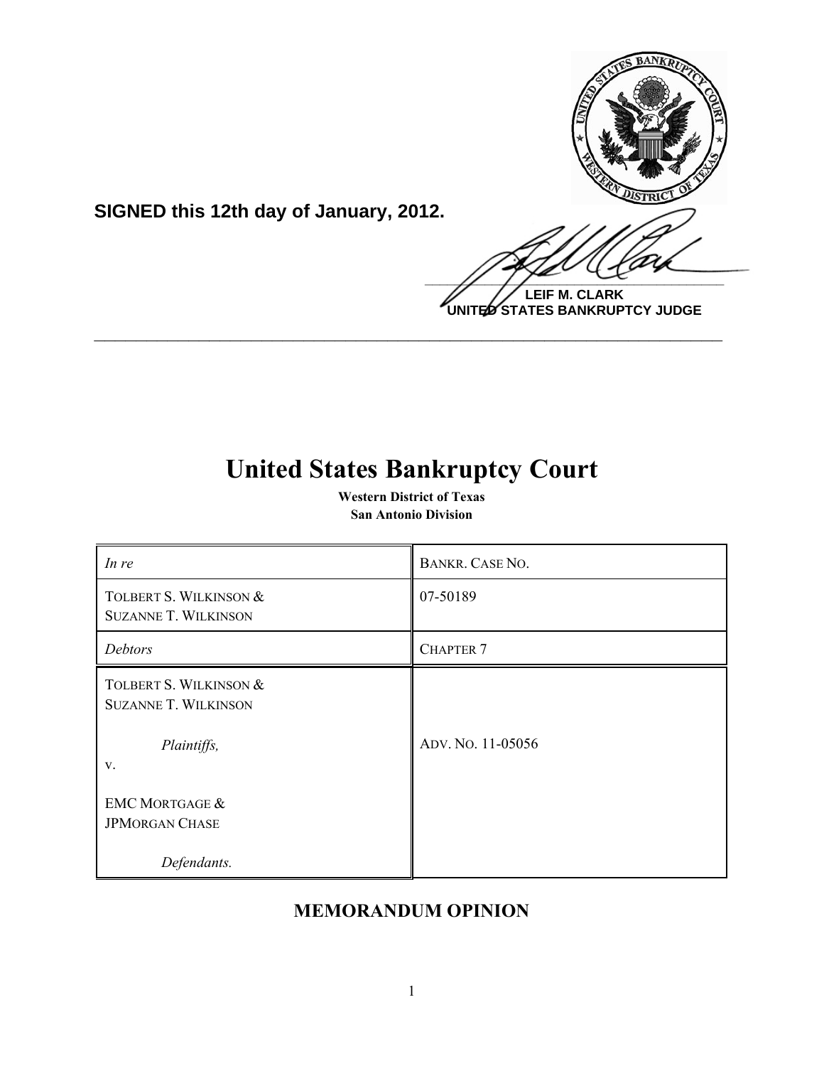**SIGNED this 12th day of January, 2012.**

**LEIF M. CLARK**
**UNITED STATES BANKRUPTCY JUDGE**

---

# United States Bankruptcy Court

**Western District of Texas**
**San Antonio Division**

| *In re* | BANKR. CASE NO. |
|---|---|
| TOLBERT S. WILKINSON & SUZANNE T. WILKINSON | 07-50189 |
| *Debtors* | CHAPTER 7 |
| TOLBERT S. WILKINSON & SUZANNE T. WILKINSON<br><br>*Plaintiffs,*<br>v.<br><br>EMC MORTGAGE & JPMORGAN CHASE<br><br>*Defendants.* | ADV. NO. 11-05056 |

## MEMORANDUM OPINION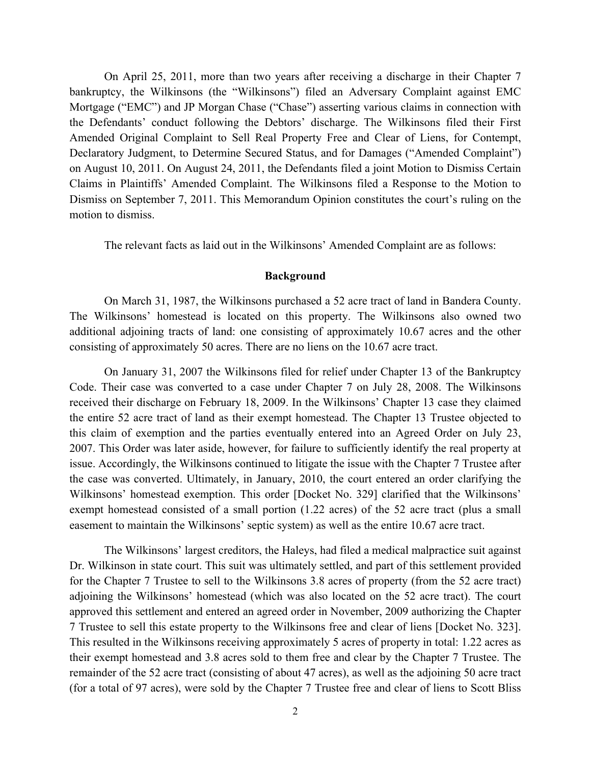On April 25, 2011, more than two years after receiving a discharge in their Chapter 7 bankruptcy, the Wilkinsons (the "Wilkinsons") filed an Adversary Complaint against EMC Mortgage ("EMC") and JP Morgan Chase ("Chase") asserting various claims in connection with the Defendants' conduct following the Debtors' discharge. The Wilkinsons filed their First Amended Original Complaint to Sell Real Property Free and Clear of Liens, for Contempt, Declaratory Judgment, to Determine Secured Status, and for Damages ("Amended Complaint") on August 10, 2011. On August 24, 2011, the Defendants filed a joint Motion to Dismiss Certain Claims in Plaintiffs' Amended Complaint. The Wilkinsons filed a Response to the Motion to Dismiss on September 7, 2011. This Memorandum Opinion constitutes the court's ruling on the motion to dismiss.

The relevant facts as laid out in the Wilkinsons' Amended Complaint are as follows:

## Background

On March 31, 1987, the Wilkinsons purchased a 52 acre tract of land in Bandera County. The Wilkinsons' homestead is located on this property. The Wilkinsons also owned two additional adjoining tracts of land: one consisting of approximately 10.67 acres and the other consisting of approximately 50 acres. There are no liens on the 10.67 acre tract.

On January 31, 2007 the Wilkinsons filed for relief under Chapter 13 of the Bankruptcy Code. Their case was converted to a case under Chapter 7 on July 28, 2008. The Wilkinsons received their discharge on February 18, 2009. In the Wilkinsons' Chapter 13 case they claimed the entire 52 acre tract of land as their exempt homestead. The Chapter 13 Trustee objected to this claim of exemption and the parties eventually entered into an Agreed Order on July 23, 2007. This Order was later aside, however, for failure to sufficiently identify the real property at issue. Accordingly, the Wilkinsons continued to litigate the issue with the Chapter 7 Trustee after the case was converted. Ultimately, in January, 2010, the court entered an order clarifying the Wilkinsons' homestead exemption. This order [Docket No. 329] clarified that the Wilkinsons' exempt homestead consisted of a small portion (1.22 acres) of the 52 acre tract (plus a small easement to maintain the Wilkinsons' septic system) as well as the entire 10.67 acre tract.

The Wilkinsons' largest creditors, the Haleys, had filed a medical malpractice suit against Dr. Wilkinson in state court. This suit was ultimately settled, and part of this settlement provided for the Chapter 7 Trustee to sell to the Wilkinsons 3.8 acres of property (from the 52 acre tract) adjoining the Wilkinsons' homestead (which was also located on the 52 acre tract). The court approved this settlement and entered an agreed order in November, 2009 authorizing the Chapter 7 Trustee to sell this estate property to the Wilkinsons free and clear of liens [Docket No. 323]. This resulted in the Wilkinsons receiving approximately 5 acres of property in total: 1.22 acres as their exempt homestead and 3.8 acres sold to them free and clear by the Chapter 7 Trustee. The remainder of the 52 acre tract (consisting of about 47 acres), as well as the adjoining 50 acre tract (for a total of 97 acres), were sold by the Chapter 7 Trustee free and clear of liens to Scott Bliss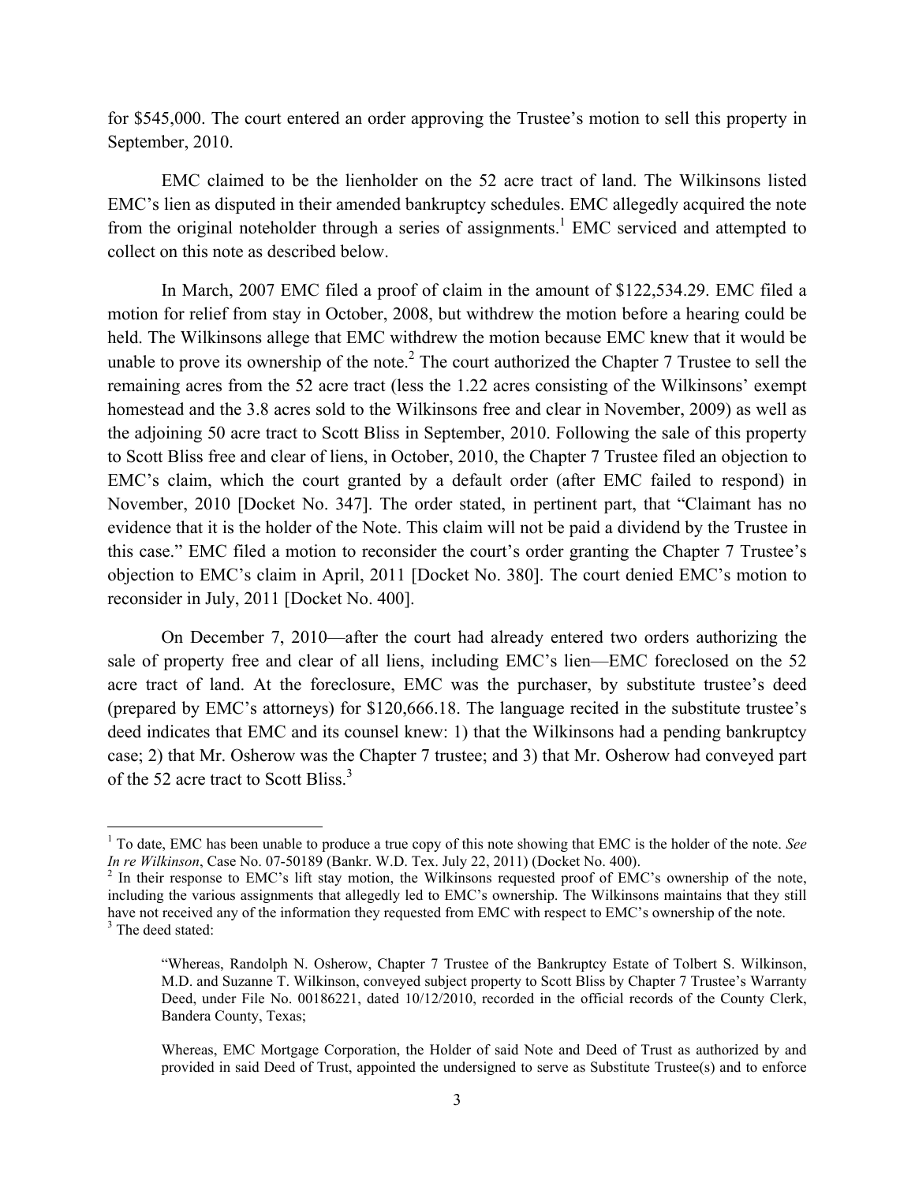for $545,000. The court entered an order approving the Trustee's motion to sell this property in September, 2010.

EMC claimed to be the lienholder on the 52 acre tract of land. The Wilkinsons listed EMC's lien as disputed in their amended bankruptcy schedules. EMC allegedly acquired the note from the original noteholder through a series of assignments.[1] EMC serviced and attempted to collect on this note as described below.

In March, 2007 EMC filed a proof of claim in the amount of $122,534.29. EMC filed a motion for relief from stay in October, 2008, but withdrew the motion before a hearing could be held. The Wilkinsons allege that EMC withdrew the motion because EMC knew that it would be unable to prove its ownership of the note.[2] The court authorized the Chapter 7 Trustee to sell the remaining acres from the 52 acre tract (less the 1.22 acres consisting of the Wilkinsons' exempt homestead and the 3.8 acres sold to the Wilkinsons free and clear in November, 2009) as well as the adjoining 50 acre tract to Scott Bliss in September, 2010. Following the sale of this property to Scott Bliss free and clear of liens, in October, 2010, the Chapter 7 Trustee filed an objection to EMC's claim, which the court granted by a default order (after EMC failed to respond) in November, 2010 [Docket No. 347]. The order stated, in pertinent part, that "Claimant has no evidence that it is the holder of the Note. This claim will not be paid a dividend by the Trustee in this case." EMC filed a motion to reconsider the court's order granting the Chapter 7 Trustee's objection to EMC's claim in April, 2011 [Docket No. 380]. The court denied EMC's motion to reconsider in July, 2011 [Docket No. 400].

On December 7, 2010—after the court had already entered two orders authorizing the sale of property free and clear of all liens, including EMC's lien—EMC foreclosed on the 52 acre tract of land. At the foreclosure, EMC was the purchaser, by substitute trustee's deed (prepared by EMC's attorneys) for $120,666.18. The language recited in the substitute trustee's deed indicates that EMC and its counsel knew: 1) that the Wilkinsons had a pending bankruptcy case; 2) that Mr. Osherow was the Chapter 7 trustee; and 3) that Mr. Osherow had conveyed part of the 52 acre tract to Scott Bliss.[3]

---

[1] To date, EMC has been unable to produce a true copy of this note showing that EMC is the holder of the note. *See In re Wilkinson*, Case No. 07-50189 (Bankr. W.D. Tex. July 22, 2011) (Docket No. 400).

[2] In their response to EMC's lift stay motion, the Wilkinsons requested proof of EMC's ownership of the note, including the various assignments that allegedly led to EMC's ownership. The Wilkinsons maintains that they still have not received any of the information they requested from EMC with respect to EMC's ownership of the note.

[3] The deed stated:

> "Whereas, Randolph N. Osherow, Chapter 7 Trustee of the Bankruptcy Estate of Tolbert S. Wilkinson, M.D. and Suzanne T. Wilkinson, conveyed subject property to Scott Bliss by Chapter 7 Trustee's Warranty Deed, under File No. 00186221, dated 10/12/2010, recorded in the official records of the County Clerk, Bandera County, Texas;
>
> Whereas, EMC Mortgage Corporation, the Holder of said Note and Deed of Trust as authorized by and provided in said Deed of Trust, appointed the undersigned to serve as Substitute Trustee(s) and to enforce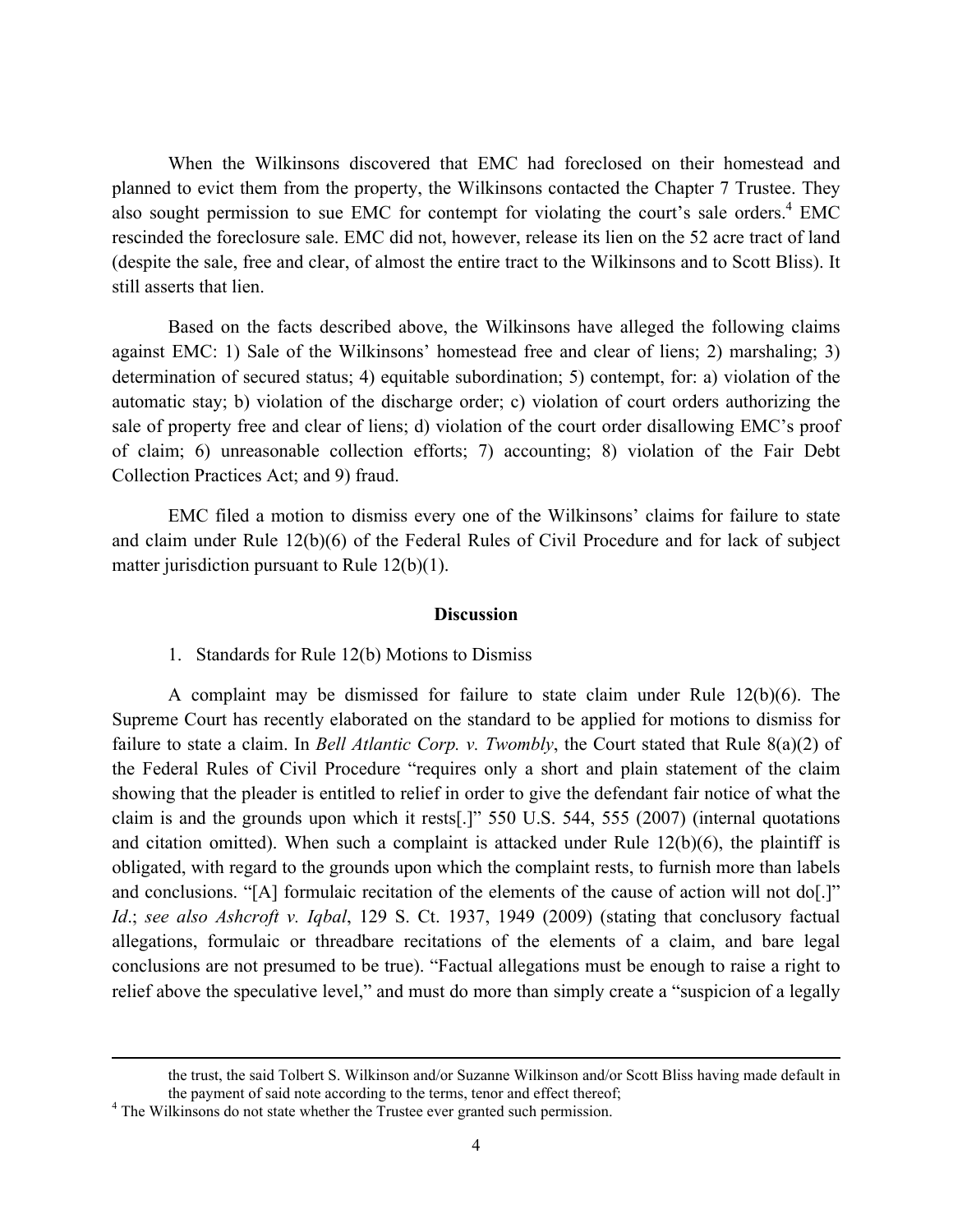When the Wilkinsons discovered that EMC had foreclosed on their homestead and planned to evict them from the property, the Wilkinsons contacted the Chapter 7 Trustee. They also sought permission to sue EMC for contempt for violating the court's sale orders.[4] EMC rescinded the foreclosure sale. EMC did not, however, release its lien on the 52 acre tract of land (despite the sale, free and clear, of almost the entire tract to the Wilkinsons and to Scott Bliss). It still asserts that lien.

Based on the facts described above, the Wilkinsons have alleged the following claims against EMC: 1) Sale of the Wilkinsons' homestead free and clear of liens; 2) marshaling; 3) determination of secured status; 4) equitable subordination; 5) contempt, for: a) violation of the automatic stay; b) violation of the discharge order; c) violation of court orders authorizing the sale of property free and clear of liens; d) violation of the court order disallowing EMC's proof of claim; 6) unreasonable collection efforts; 7) accounting; 8) violation of the Fair Debt Collection Practices Act; and 9) fraud.

EMC filed a motion to dismiss every one of the Wilkinsons' claims for failure to state and claim under Rule 12(b)(6) of the Federal Rules of Civil Procedure and for lack of subject matter jurisdiction pursuant to Rule 12(b)(1).

## Discussion

1. Standards for Rule 12(b) Motions to Dismiss

A complaint may be dismissed for failure to state claim under Rule 12(b)(6). The Supreme Court has recently elaborated on the standard to be applied for motions to dismiss for failure to state a claim. In *Bell Atlantic Corp. v. Twombly*, the Court stated that Rule 8(a)(2) of the Federal Rules of Civil Procedure "requires only a short and plain statement of the claim showing that the pleader is entitled to relief in order to give the defendant fair notice of what the claim is and the grounds upon which it rests[.]" 550 U.S. 544, 555 (2007) (internal quotations and citation omitted). When such a complaint is attacked under Rule 12(b)(6), the plaintiff is obligated, with regard to the grounds upon which the complaint rests, to furnish more than labels and conclusions. "[A] formulaic recitation of the elements of the cause of action will not do[.]" *Id.*; *see also Ashcroft v. Iqbal*, 129 S. Ct. 1937, 1949 (2009) (stating that conclusory factual allegations, formulaic or threadbare recitations of the elements of a claim, and bare legal conclusions are not presumed to be true). "Factual allegations must be enough to raise a right to relief above the speculative level," and must do more than simply create a "suspicion of a legally

---

the trust, the said Tolbert S. Wilkinson and/or Suzanne Wilkinson and/or Scott Bliss having made default in the payment of said note according to the terms, tenor and effect thereof;

[4] The Wilkinsons do not state whether the Trustee ever granted such permission.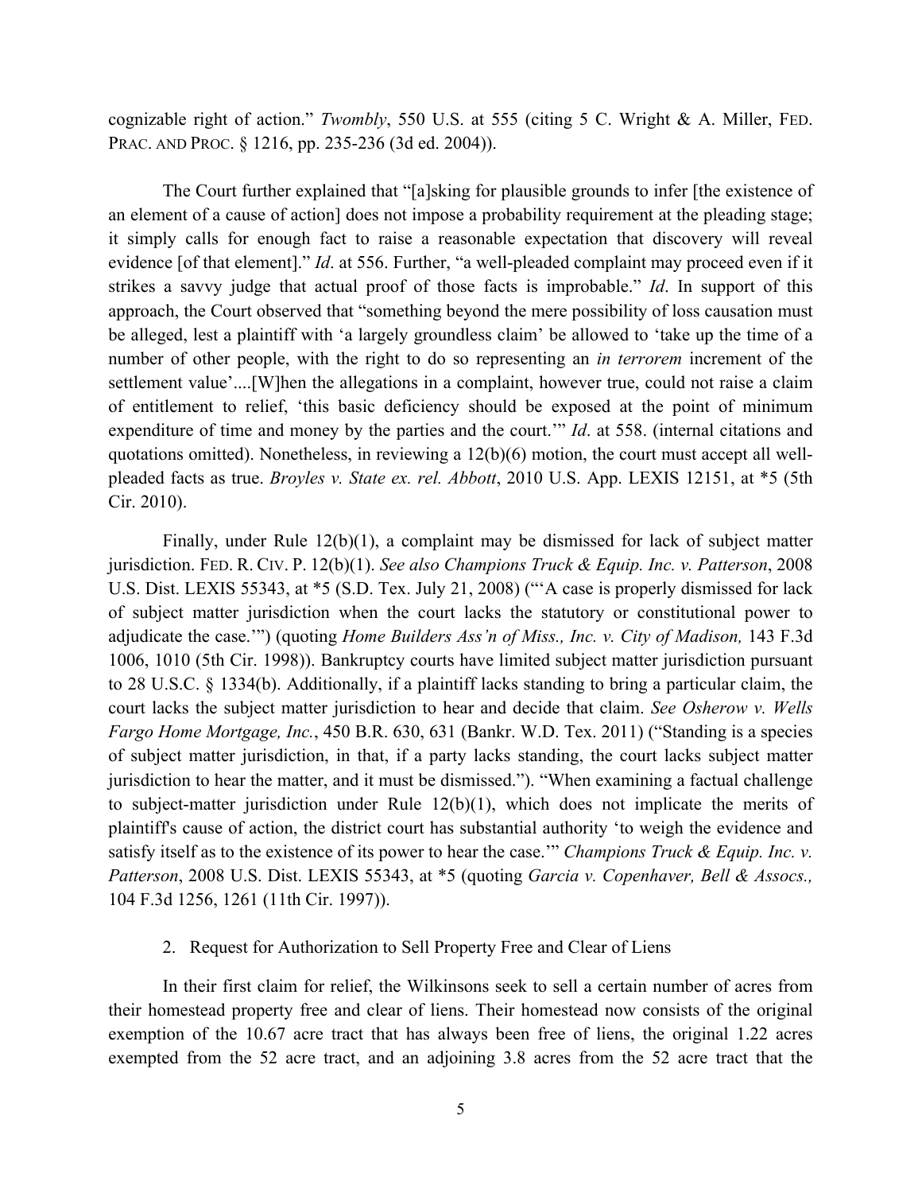cognizable right of action." *Twombly*, 550 U.S. at 555 (citing 5 C. Wright & A. Miller, FED. PRAC. AND PROC. § 1216, pp. 235-236 (3d ed. 2004)).

The Court further explained that "[a]sking for plausible grounds to infer [the existence of an element of a cause of action] does not impose a probability requirement at the pleading stage; it simply calls for enough fact to raise a reasonable expectation that discovery will reveal evidence [of that element]." *Id*. at 556. Further, "a well-pleaded complaint may proceed even if it strikes a savvy judge that actual proof of those facts is improbable." *Id*. In support of this approach, the Court observed that "something beyond the mere possibility of loss causation must be alleged, lest a plaintiff with 'a largely groundless claim' be allowed to 'take up the time of a number of other people, with the right to do so representing an *in terrorem* increment of the settlement value'....[W]hen the allegations in a complaint, however true, could not raise a claim of entitlement to relief, 'this basic deficiency should be exposed at the point of minimum expenditure of time and money by the parties and the court.'" *Id*. at 558. (internal citations and quotations omitted). Nonetheless, in reviewing a 12(b)(6) motion, the court must accept all well-pleaded facts as true. *Broyles v. State ex. rel. Abbott*, 2010 U.S. App. LEXIS 12151, at *5 (5th Cir. 2010).

Finally, under Rule 12(b)(1), a complaint may be dismissed for lack of subject matter jurisdiction. FED. R. CIV. P. 12(b)(1). *See also Champions Truck & Equip. Inc. v. Patterson*, 2008 U.S. Dist. LEXIS 55343, at *5 (S.D. Tex. July 21, 2008) ("'A case is properly dismissed for lack of subject matter jurisdiction when the court lacks the statutory or constitutional power to adjudicate the case.'") (quoting *Home Builders Ass'n of Miss., Inc. v. City of Madison,* 143 F.3d 1006, 1010 (5th Cir. 1998)). Bankruptcy courts have limited subject matter jurisdiction pursuant to 28 U.S.C. § 1334(b). Additionally, if a plaintiff lacks standing to bring a particular claim, the court lacks the subject matter jurisdiction to hear and decide that claim. *See Osherow v. Wells Fargo Home Mortgage, Inc.*, 450 B.R. 630, 631 (Bankr. W.D. Tex. 2011) ("Standing is a species of subject matter jurisdiction, in that, if a party lacks standing, the court lacks subject matter jurisdiction to hear the matter, and it must be dismissed."). "When examining a factual challenge to subject-matter jurisdiction under Rule 12(b)(1), which does not implicate the merits of plaintiff's cause of action, the district court has substantial authority 'to weigh the evidence and satisfy itself as to the existence of its power to hear the case.'" *Champions Truck & Equip. Inc. v. Patterson*, 2008 U.S. Dist. LEXIS 55343, at *5 (quoting *Garcia v. Copenhaver, Bell & Assocs.,* 104 F.3d 1256, 1261 (11th Cir. 1997)).

2. Request for Authorization to Sell Property Free and Clear of Liens

In their first claim for relief, the Wilkinsons seek to sell a certain number of acres from their homestead property free and clear of liens. Their homestead now consists of the original exemption of the 10.67 acre tract that has always been free of liens, the original 1.22 acres exempted from the 52 acre tract, and an adjoining 3.8 acres from the 52 acre tract that the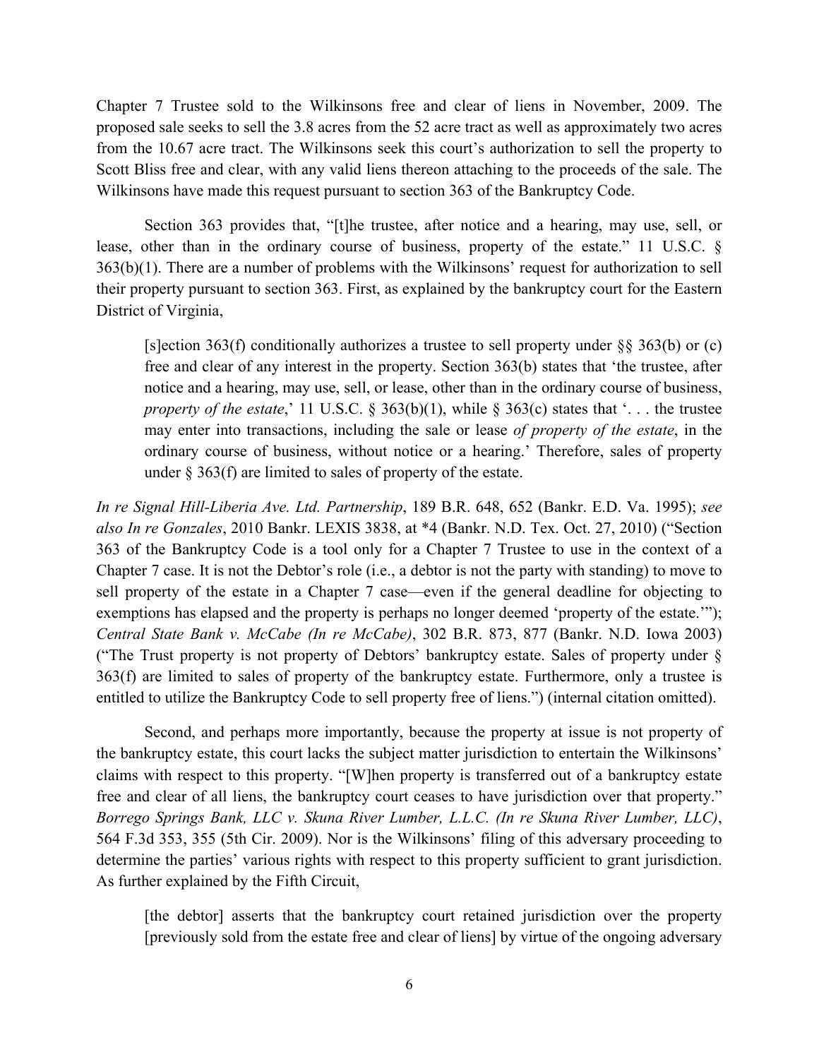Chapter 7 Trustee sold to the Wilkinsons free and clear of liens in November, 2009. The proposed sale seeks to sell the 3.8 acres from the 52 acre tract as well as approximately two acres from the 10.67 acre tract. The Wilkinsons seek this court's authorization to sell the property to Scott Bliss free and clear, with any valid liens thereon attaching to the proceeds of the sale. The Wilkinsons have made this request pursuant to section 363 of the Bankruptcy Code.

Section 363 provides that, "[t]he trustee, after notice and a hearing, may use, sell, or lease, other than in the ordinary course of business, property of the estate." 11 U.S.C. § 363(b)(1). There are a number of problems with the Wilkinsons' request for authorization to sell their property pursuant to section 363. First, as explained by the bankruptcy court for the Eastern District of Virginia,

> [s]ection 363(f) conditionally authorizes a trustee to sell property under §§ 363(b) or (c) free and clear of any interest in the property. Section 363(b) states that 'the trustee, after notice and a hearing, may use, sell, or lease, other than in the ordinary course of business, *property of the estate*,' 11 U.S.C. § 363(b)(1), while § 363(c) states that '. . . the trustee may enter into transactions, including the sale or lease *of property of the estate*, in the ordinary course of business, without notice or a hearing.' Therefore, sales of property under § 363(f) are limited to sales of property of the estate.

*In re Signal Hill-Liberia Ave. Ltd. Partnership*, 189 B.R. 648, 652 (Bankr. E.D. Va. 1995); *see also In re Gonzales*, 2010 Bankr. LEXIS 3838, at *4 (Bankr. N.D. Tex. Oct. 27, 2010) ("Section 363 of the Bankruptcy Code is a tool only for a Chapter 7 Trustee to use in the context of a Chapter 7 case. It is not the Debtor's role (i.e., a debtor is not the party with standing) to move to sell property of the estate in a Chapter 7 case—even if the general deadline for objecting to exemptions has elapsed and the property is perhaps no longer deemed 'property of the estate.'"); *Central State Bank v. McCabe (In re McCabe)*, 302 B.R. 873, 877 (Bankr. N.D. Iowa 2003) ("The Trust property is not property of Debtors' bankruptcy estate. Sales of property under § 363(f) are limited to sales of property of the bankruptcy estate. Furthermore, only a trustee is entitled to utilize the Bankruptcy Code to sell property free of liens.") (internal citation omitted).

Second, and perhaps more importantly, because the property at issue is not property of the bankruptcy estate, this court lacks the subject matter jurisdiction to entertain the Wilkinsons' claims with respect to this property. "[W]hen property is transferred out of a bankruptcy estate free and clear of all liens, the bankruptcy court ceases to have jurisdiction over that property." *Borrego Springs Bank, LLC v. Skuna River Lumber, L.L.C. (In re Skuna River Lumber, LLC)*, 564 F.3d 353, 355 (5th Cir. 2009). Nor is the Wilkinsons' filing of this adversary proceeding to determine the parties' various rights with respect to this property sufficient to grant jurisdiction. As further explained by the Fifth Circuit,

> [the debtor] asserts that the bankruptcy court retained jurisdiction over the property [previously sold from the estate free and clear of liens] by virtue of the ongoing adversary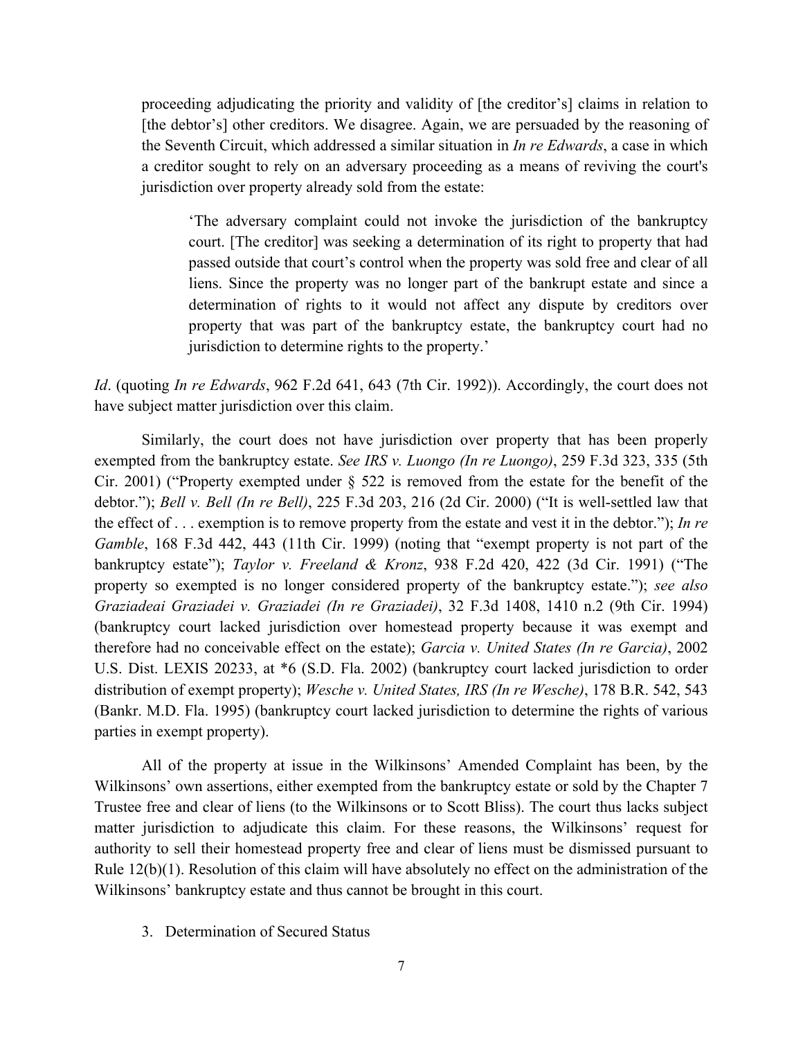> proceeding adjudicating the priority and validity of [the creditor's] claims in relation to [the debtor's] other creditors. We disagree. Again, we are persuaded by the reasoning of the Seventh Circuit, which addressed a similar situation in *In re Edwards*, a case in which a creditor sought to rely on an adversary proceeding as a means of reviving the court's jurisdiction over property already sold from the estate:
>
> > 'The adversary complaint could not invoke the jurisdiction of the bankruptcy court. [The creditor] was seeking a determination of its right to property that had passed outside that court's control when the property was sold free and clear of all liens. Since the property was no longer part of the bankrupt estate and since a determination of rights to it would not affect any dispute by creditors over property that was part of the bankruptcy estate, the bankruptcy court had no jurisdiction to determine rights to the property.'

*Id*. (quoting *In re Edwards*, 962 F.2d 641, 643 (7th Cir. 1992)). Accordingly, the court does not have subject matter jurisdiction over this claim.

Similarly, the court does not have jurisdiction over property that has been properly exempted from the bankruptcy estate. *See IRS v. Luongo (In re Luongo)*, 259 F.3d 323, 335 (5th Cir. 2001) ("Property exempted under § 522 is removed from the estate for the benefit of the debtor."); *Bell v. Bell (In re Bell)*, 225 F.3d 203, 216 (2d Cir. 2000) ("It is well-settled law that the effect of . . . exemption is to remove property from the estate and vest it in the debtor."); *In re Gamble*, 168 F.3d 442, 443 (11th Cir. 1999) (noting that "exempt property is not part of the bankruptcy estate"); *Taylor v. Freeland & Kronz*, 938 F.2d 420, 422 (3d Cir. 1991) ("The property so exempted is no longer considered property of the bankruptcy estate."); *see also Graziadeai Graziadei v. Graziadei (In re Graziadei)*, 32 F.3d 1408, 1410 n.2 (9th Cir. 1994) (bankruptcy court lacked jurisdiction over homestead property because it was exempt and therefore had no conceivable effect on the estate); *Garcia v. United States (In re Garcia)*, 2002 U.S. Dist. LEXIS 20233, at *6 (S.D. Fla. 2002) (bankruptcy court lacked jurisdiction to order distribution of exempt property); *Wesche v. United States, IRS (In re Wesche)*, 178 B.R. 542, 543 (Bankr. M.D. Fla. 1995) (bankruptcy court lacked jurisdiction to determine the rights of various parties in exempt property).

All of the property at issue in the Wilkinsons' Amended Complaint has been, by the Wilkinsons' own assertions, either exempted from the bankruptcy estate or sold by the Chapter 7 Trustee free and clear of liens (to the Wilkinsons or to Scott Bliss). The court thus lacks subject matter jurisdiction to adjudicate this claim. For these reasons, the Wilkinsons' request for authority to sell their homestead property free and clear of liens must be dismissed pursuant to Rule 12(b)(1). Resolution of this claim will have absolutely no effect on the administration of the Wilkinsons' bankruptcy estate and thus cannot be brought in this court.

3. Determination of Secured Status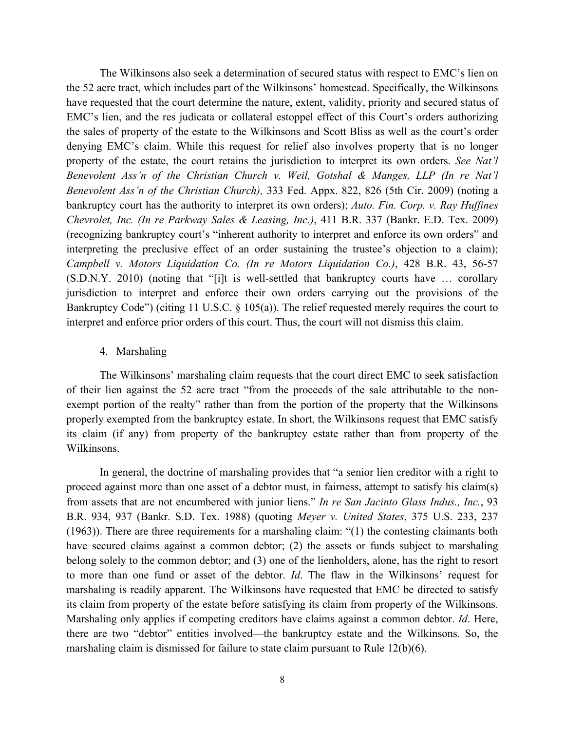The Wilkinsons also seek a determination of secured status with respect to EMC's lien on the 52 acre tract, which includes part of the Wilkinsons' homestead. Specifically, the Wilkinsons have requested that the court determine the nature, extent, validity, priority and secured status of EMC's lien, and the res judicata or collateral estoppel effect of this Court's orders authorizing the sales of property of the estate to the Wilkinsons and Scott Bliss as well as the court's order denying EMC's claim. While this request for relief also involves property that is no longer property of the estate, the court retains the jurisdiction to interpret its own orders. *See Nat'l Benevolent Ass'n of the Christian Church v. Weil, Gotshal & Manges, LLP (In re Nat'l Benevolent Ass'n of the Christian Church),* 333 Fed. Appx. 822, 826 (5th Cir. 2009) (noting a bankruptcy court has the authority to interpret its own orders); *Auto. Fin. Corp. v. Ray Huffines Chevrolet, Inc. (In re Parkway Sales & Leasing, Inc.)*, 411 B.R. 337 (Bankr. E.D. Tex. 2009) (recognizing bankruptcy court's "inherent authority to interpret and enforce its own orders" and interpreting the preclusive effect of an order sustaining the trustee's objection to a claim); *Campbell v. Motors Liquidation Co. (In re Motors Liquidation Co.)*, 428 B.R. 43, 56-57 (S.D.N.Y. 2010) (noting that "[i]t is well-settled that bankruptcy courts have … corollary jurisdiction to interpret and enforce their own orders carrying out the provisions of the Bankruptcy Code") (citing 11 U.S.C. § 105(a)). The relief requested merely requires the court to interpret and enforce prior orders of this court. Thus, the court will not dismiss this claim.

4. Marshaling

The Wilkinsons' marshaling claim requests that the court direct EMC to seek satisfaction of their lien against the 52 acre tract "from the proceeds of the sale attributable to the non-exempt portion of the realty" rather than from the portion of the property that the Wilkinsons properly exempted from the bankruptcy estate. In short, the Wilkinsons request that EMC satisfy its claim (if any) from property of the bankruptcy estate rather than from property of the Wilkinsons.

In general, the doctrine of marshaling provides that "a senior lien creditor with a right to proceed against more than one asset of a debtor must, in fairness, attempt to satisfy his claim(s) from assets that are not encumbered with junior liens." *In re San Jacinto Glass Indus., Inc.*, 93 B.R. 934, 937 (Bankr. S.D. Tex. 1988) (quoting *Meyer v. United States*, 375 U.S. 233, 237 (1963)). There are three requirements for a marshaling claim: "(1) the contesting claimants both have secured claims against a common debtor; (2) the assets or funds subject to marshaling belong solely to the common debtor; and (3) one of the lienholders, alone, has the right to resort to more than one fund or asset of the debtor. *Id*. The flaw in the Wilkinsons' request for marshaling is readily apparent. The Wilkinsons have requested that EMC be directed to satisfy its claim from property of the estate before satisfying its claim from property of the Wilkinsons. Marshaling only applies if competing creditors have claims against a common debtor. *Id*. Here, there are two "debtor" entities involved—the bankruptcy estate and the Wilkinsons. So, the marshaling claim is dismissed for failure to state claim pursuant to Rule 12(b)(6).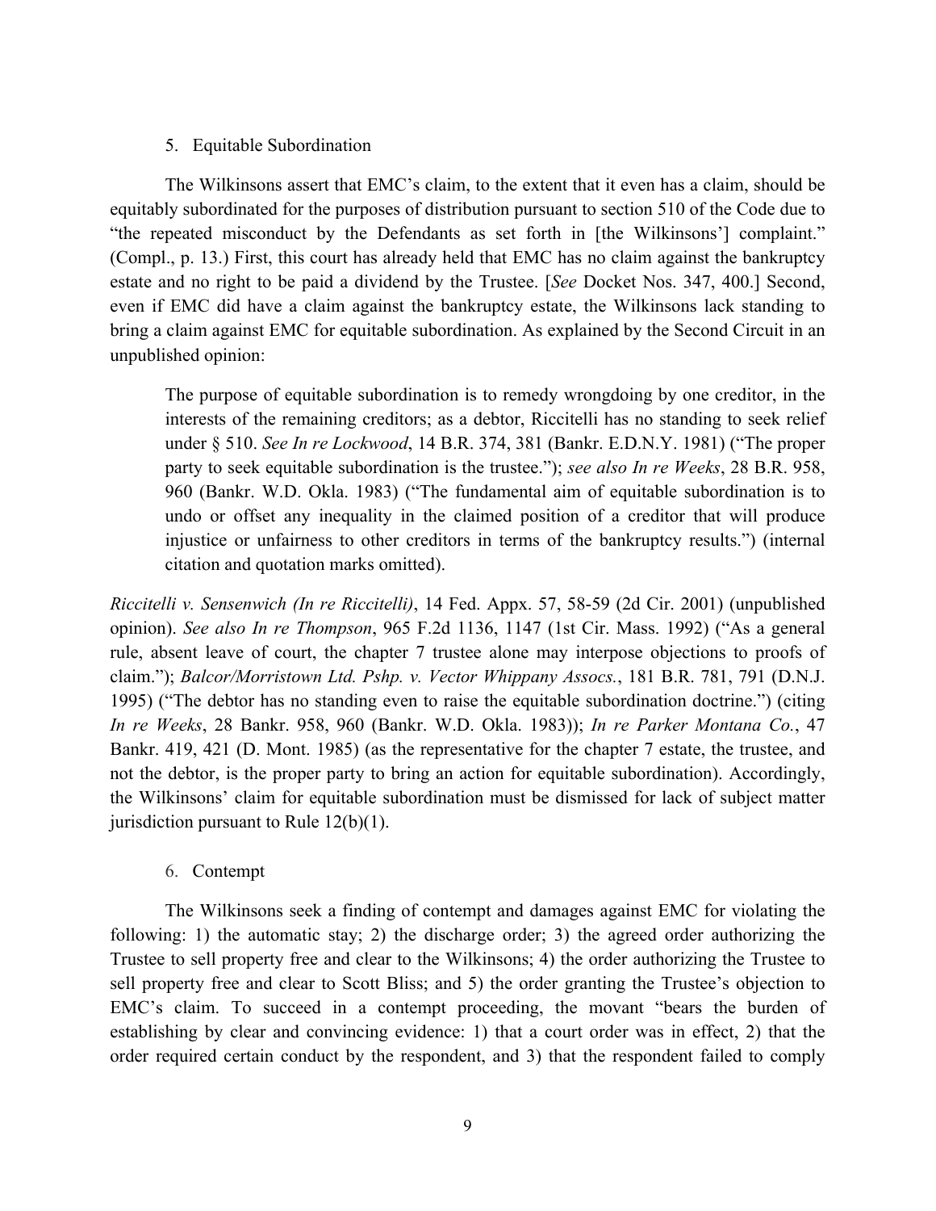5. Equitable Subordination

The Wilkinsons assert that EMC's claim, to the extent that it even has a claim, should be equitably subordinated for the purposes of distribution pursuant to section 510 of the Code due to "the repeated misconduct by the Defendants as set forth in [the Wilkinsons'] complaint." (Compl., p. 13.) First, this court has already held that EMC has no claim against the bankruptcy estate and no right to be paid a dividend by the Trustee. [*See* Docket Nos. 347, 400.] Second, even if EMC did have a claim against the bankruptcy estate, the Wilkinsons lack standing to bring a claim against EMC for equitable subordination. As explained by the Second Circuit in an unpublished opinion:

> The purpose of equitable subordination is to remedy wrongdoing by one creditor, in the interests of the remaining creditors; as a debtor, Riccitelli has no standing to seek relief under § 510. *See In re Lockwood*, 14 B.R. 374, 381 (Bankr. E.D.N.Y. 1981) ("The proper party to seek equitable subordination is the trustee."); *see also In re Weeks*, 28 B.R. 958, 960 (Bankr. W.D. Okla. 1983) ("The fundamental aim of equitable subordination is to undo or offset any inequality in the claimed position of a creditor that will produce injustice or unfairness to other creditors in terms of the bankruptcy results.") (internal citation and quotation marks omitted).

*Riccitelli v. Sensenwich (In re Riccitelli)*, 14 Fed. Appx. 57, 58-59 (2d Cir. 2001) (unpublished opinion). *See also In re Thompson*, 965 F.2d 1136, 1147 (1st Cir. Mass. 1992) ("As a general rule, absent leave of court, the chapter 7 trustee alone may interpose objections to proofs of claim."); *Balcor/Morristown Ltd. Pshp. v. Vector Whippany Assocs.*, 181 B.R. 781, 791 (D.N.J. 1995) ("The debtor has no standing even to raise the equitable subordination doctrine.") (citing *In re Weeks*, 28 Bankr. 958, 960 (Bankr. W.D. Okla. 1983)); *In re Parker Montana Co.*, 47 Bankr. 419, 421 (D. Mont. 1985) (as the representative for the chapter 7 estate, the trustee, and not the debtor, is the proper party to bring an action for equitable subordination). Accordingly, the Wilkinsons' claim for equitable subordination must be dismissed for lack of subject matter jurisdiction pursuant to Rule 12(b)(1).

6. Contempt

The Wilkinsons seek a finding of contempt and damages against EMC for violating the following: 1) the automatic stay; 2) the discharge order; 3) the agreed order authorizing the Trustee to sell property free and clear to the Wilkinsons; 4) the order authorizing the Trustee to sell property free and clear to Scott Bliss; and 5) the order granting the Trustee's objection to EMC's claim. To succeed in a contempt proceeding, the movant "bears the burden of establishing by clear and convincing evidence: 1) that a court order was in effect, 2) that the order required certain conduct by the respondent, and 3) that the respondent failed to comply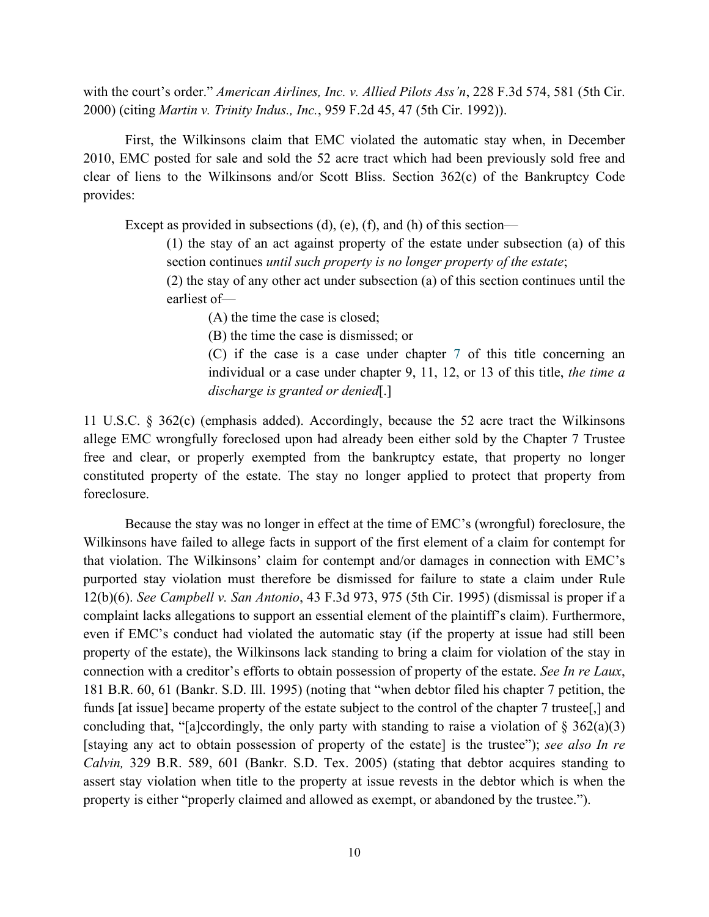with the court's order." *American Airlines, Inc. v. Allied Pilots Ass'n*, 228 F.3d 574, 581 (5th Cir. 2000) (citing *Martin v. Trinity Indus., Inc.*, 959 F.2d 45, 47 (5th Cir. 1992)).

First, the Wilkinsons claim that EMC violated the automatic stay when, in December 2010, EMC posted for sale and sold the 52 acre tract which had been previously sold free and clear of liens to the Wilkinsons and/or Scott Bliss. Section 362(c) of the Bankruptcy Code provides:

> Except as provided in subsections (d), (e), (f), and (h) of this section—
>
> > (1) the stay of an act against property of the estate under subsection (a) of this section continues *until such property is no longer property of the estate*;
> >
> > (2) the stay of any other act under subsection (a) of this section continues until the earliest of—
> >
> > > (A) the time the case is closed;
> > >
> > > (B) the time the case is dismissed; or
> > >
> > > (C) if the case is a case under chapter 7 of this title concerning an individual or a case under chapter 9, 11, 12, or 13 of this title, *the time a discharge is granted or denied*[.]

11 U.S.C. § 362(c) (emphasis added). Accordingly, because the 52 acre tract the Wilkinsons allege EMC wrongfully foreclosed upon had already been either sold by the Chapter 7 Trustee free and clear, or properly exempted from the bankruptcy estate, that property no longer constituted property of the estate. The stay no longer applied to protect that property from foreclosure.

Because the stay was no longer in effect at the time of EMC's (wrongful) foreclosure, the Wilkinsons have failed to allege facts in support of the first element of a claim for contempt for that violation. The Wilkinsons' claim for contempt and/or damages in connection with EMC's purported stay violation must therefore be dismissed for failure to state a claim under Rule 12(b)(6). *See Campbell v. San Antonio*, 43 F.3d 973, 975 (5th Cir. 1995) (dismissal is proper if a complaint lacks allegations to support an essential element of the plaintiff's claim). Furthermore, even if EMC's conduct had violated the automatic stay (if the property at issue had still been property of the estate), the Wilkinsons lack standing to bring a claim for violation of the stay in connection with a creditor's efforts to obtain possession of property of the estate. *See In re Laux*, 181 B.R. 60, 61 (Bankr. S.D. Ill. 1995) (noting that "when debtor filed his chapter 7 petition, the funds [at issue] became property of the estate subject to the control of the chapter 7 trustee[,] and concluding that, "[a]ccordingly, the only party with standing to raise a violation of § 362(a)(3) [staying any act to obtain possession of property of the estate] is the trustee"); *see also In re Calvin,* 329 B.R. 589, 601 (Bankr. S.D. Tex. 2005) (stating that debtor acquires standing to assert stay violation when title to the property at issue revests in the debtor which is when the property is either "properly claimed and allowed as exempt, or abandoned by the trustee.").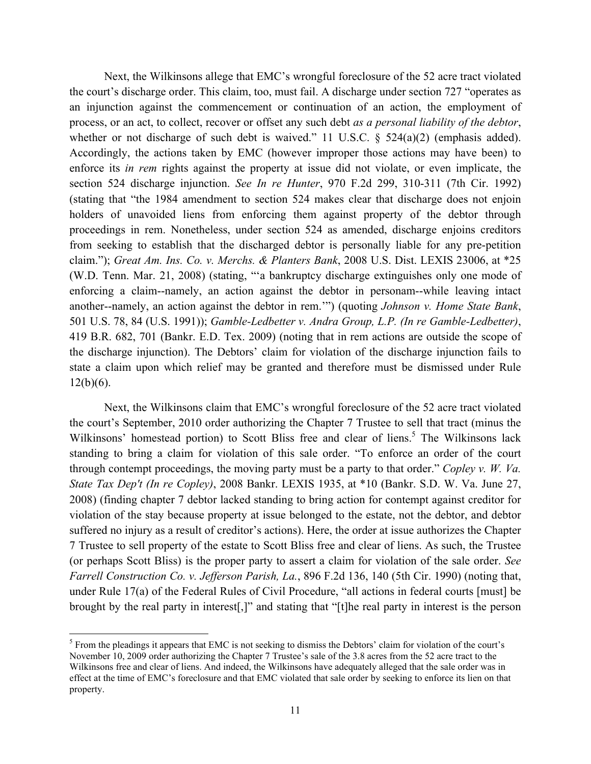Next, the Wilkinsons allege that EMC's wrongful foreclosure of the 52 acre tract violated the court's discharge order. This claim, too, must fail. A discharge under section 727 "operates as an injunction against the commencement or continuation of an action, the employment of process, or an act, to collect, recover or offset any such debt *as a personal liability of the debtor*, whether or not discharge of such debt is waived." 11 U.S.C. § 524(a)(2) (emphasis added). Accordingly, the actions taken by EMC (however improper those actions may have been) to enforce its *in rem* rights against the property at issue did not violate, or even implicate, the section 524 discharge injunction. *See In re Hunter*, 970 F.2d 299, 310-311 (7th Cir. 1992) (stating that "the 1984 amendment to section 524 makes clear that discharge does not enjoin holders of unavoided liens from enforcing them against property of the debtor through proceedings in rem. Nonetheless, under section 524 as amended, discharge enjoins creditors from seeking to establish that the discharged debtor is personally liable for any pre-petition claim."); *Great Am. Ins. Co. v. Merchs. & Planters Bank*, 2008 U.S. Dist. LEXIS 23006, at *25 (W.D. Tenn. Mar. 21, 2008) (stating, "'a bankruptcy discharge extinguishes only one mode of enforcing a claim--namely, an action against the debtor in personam--while leaving intact another--namely, an action against the debtor in rem.'") (quoting *Johnson v. Home State Bank*, 501 U.S. 78, 84 (U.S. 1991)); *Gamble-Ledbetter v. Andra Group, L.P. (In re Gamble-Ledbetter)*, 419 B.R. 682, 701 (Bankr. E.D. Tex. 2009) (noting that in rem actions are outside the scope of the discharge injunction). The Debtors' claim for violation of the discharge injunction fails to state a claim upon which relief may be granted and therefore must be dismissed under Rule 12(b)(6).

Next, the Wilkinsons claim that EMC's wrongful foreclosure of the 52 acre tract violated the court's September, 2010 order authorizing the Chapter 7 Trustee to sell that tract (minus the Wilkinsons' homestead portion) to Scott Bliss free and clear of liens.[5] The Wilkinsons lack standing to bring a claim for violation of this sale order. "To enforce an order of the court through contempt proceedings, the moving party must be a party to that order." *Copley v. W. Va. State Tax Dep't (In re Copley)*, 2008 Bankr. LEXIS 1935, at *10 (Bankr. S.D. W. Va. June 27, 2008) (finding chapter 7 debtor lacked standing to bring action for contempt against creditor for violation of the stay because property at issue belonged to the estate, not the debtor, and debtor suffered no injury as a result of creditor's actions). Here, the order at issue authorizes the Chapter 7 Trustee to sell property of the estate to Scott Bliss free and clear of liens. As such, the Trustee (or perhaps Scott Bliss) is the proper party to assert a claim for violation of the sale order. *See Farrell Construction Co. v. Jefferson Parish, La.*, 896 F.2d 136, 140 (5th Cir. 1990) (noting that, under Rule 17(a) of the Federal Rules of Civil Procedure, "all actions in federal courts [must] be brought by the real party in interest[,]" and stating that "[t]he real party in interest is the person

---

[5] From the pleadings it appears that EMC is not seeking to dismiss the Debtors' claim for violation of the court's November 10, 2009 order authorizing the Chapter 7 Trustee's sale of the 3.8 acres from the 52 acre tract to the Wilkinsons free and clear of liens. And indeed, the Wilkinsons have adequately alleged that the sale order was in effect at the time of EMC's foreclosure and that EMC violated that sale order by seeking to enforce its lien on that property.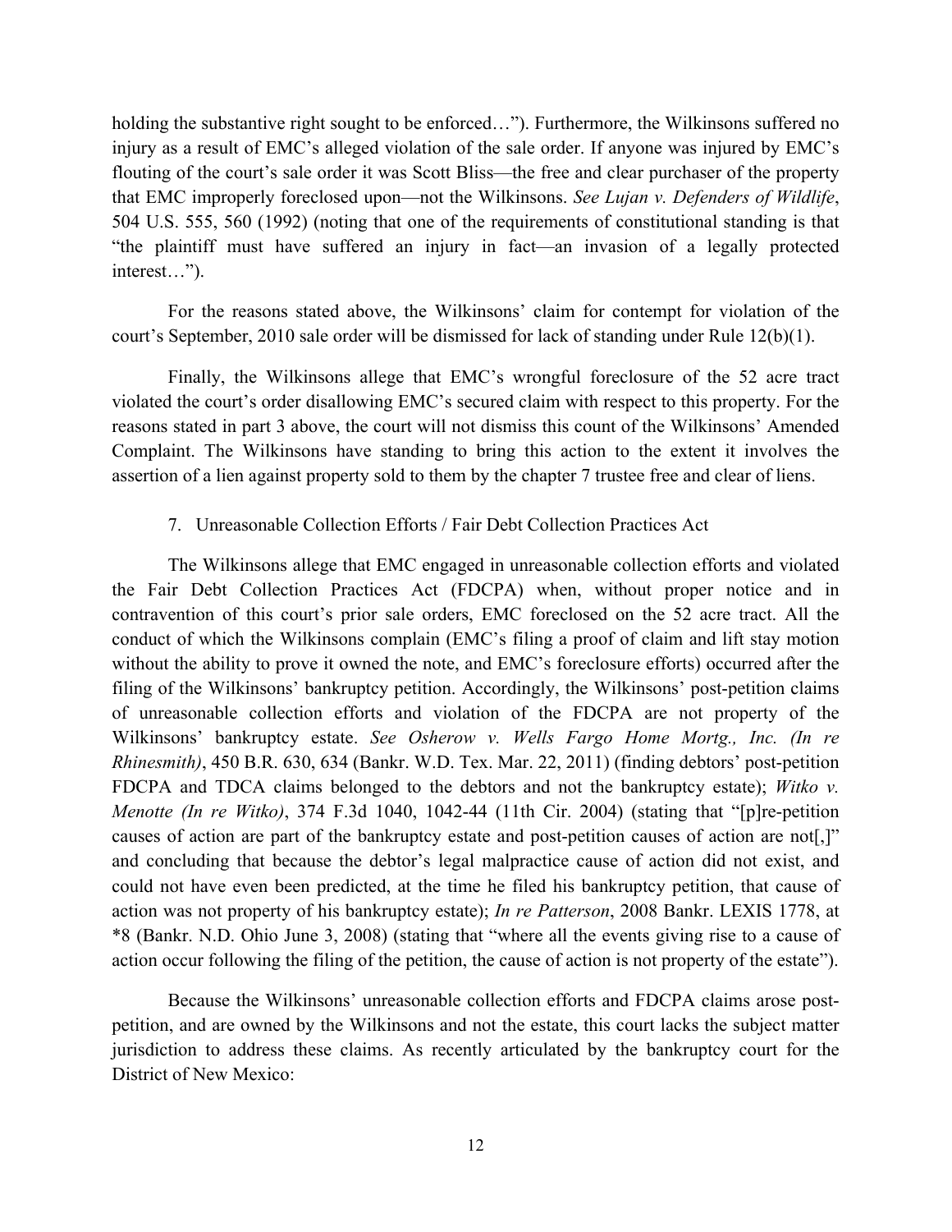holding the substantive right sought to be enforced…"). Furthermore, the Wilkinsons suffered no injury as a result of EMC's alleged violation of the sale order. If anyone was injured by EMC's flouting of the court's sale order it was Scott Bliss—the free and clear purchaser of the property that EMC improperly foreclosed upon—not the Wilkinsons. *See Lujan v. Defenders of Wildlife*, 504 U.S. 555, 560 (1992) (noting that one of the requirements of constitutional standing is that "the plaintiff must have suffered an injury in fact—an invasion of a legally protected interest…").

For the reasons stated above, the Wilkinsons' claim for contempt for violation of the court's September, 2010 sale order will be dismissed for lack of standing under Rule 12(b)(1).

Finally, the Wilkinsons allege that EMC's wrongful foreclosure of the 52 acre tract violated the court's order disallowing EMC's secured claim with respect to this property. For the reasons stated in part 3 above, the court will not dismiss this count of the Wilkinsons' Amended Complaint. The Wilkinsons have standing to bring this action to the extent it involves the assertion of a lien against property sold to them by the chapter 7 trustee free and clear of liens.

7. Unreasonable Collection Efforts / Fair Debt Collection Practices Act

The Wilkinsons allege that EMC engaged in unreasonable collection efforts and violated the Fair Debt Collection Practices Act (FDCPA) when, without proper notice and in contravention of this court's prior sale orders, EMC foreclosed on the 52 acre tract. All the conduct of which the Wilkinsons complain (EMC's filing a proof of claim and lift stay motion without the ability to prove it owned the note, and EMC's foreclosure efforts) occurred after the filing of the Wilkinsons' bankruptcy petition. Accordingly, the Wilkinsons' post-petition claims of unreasonable collection efforts and violation of the FDCPA are not property of the Wilkinsons' bankruptcy estate. *See Osherow v. Wells Fargo Home Mortg., Inc. (In re Rhinesmith)*, 450 B.R. 630, 634 (Bankr. W.D. Tex. Mar. 22, 2011) (finding debtors' post-petition FDCPA and TDCA claims belonged to the debtors and not the bankruptcy estate); *Witko v. Menotte (In re Witko)*, 374 F.3d 1040, 1042-44 (11th Cir. 2004) (stating that "[p]re-petition causes of action are part of the bankruptcy estate and post-petition causes of action are not[,]" and concluding that because the debtor's legal malpractice cause of action did not exist, and could not have even been predicted, at the time he filed his bankruptcy petition, that cause of action was not property of his bankruptcy estate); *In re Patterson*, 2008 Bankr. LEXIS 1778, at *8 (Bankr. N.D. Ohio June 3, 2008) (stating that "where all the events giving rise to a cause of action occur following the filing of the petition, the cause of action is not property of the estate").

Because the Wilkinsons' unreasonable collection efforts and FDCPA claims arose post-petition, and are owned by the Wilkinsons and not the estate, this court lacks the subject matter jurisdiction to address these claims. As recently articulated by the bankruptcy court for the District of New Mexico: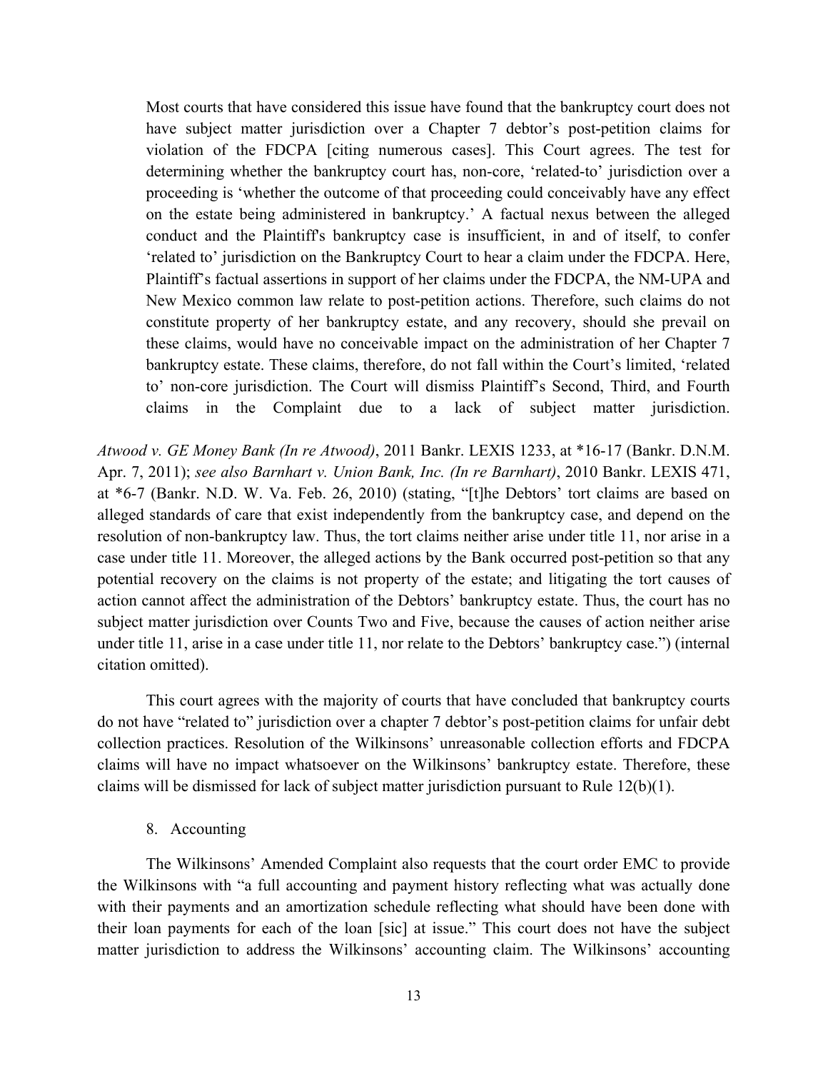> Most courts that have considered this issue have found that the bankruptcy court does not have subject matter jurisdiction over a Chapter 7 debtor's post-petition claims for violation of the FDCPA [citing numerous cases]. This Court agrees. The test for determining whether the bankruptcy court has, non-core, 'related-to' jurisdiction over a proceeding is 'whether the outcome of that proceeding could conceivably have any effect on the estate being administered in bankruptcy.' A factual nexus between the alleged conduct and the Plaintiff's bankruptcy case is insufficient, in and of itself, to confer 'related to' jurisdiction on the Bankruptcy Court to hear a claim under the FDCPA. Here, Plaintiff's factual assertions in support of her claims under the FDCPA, the NM-UPA and New Mexico common law relate to post-petition actions. Therefore, such claims do not constitute property of her bankruptcy estate, and any recovery, should she prevail on these claims, would have no conceivable impact on the administration of her Chapter 7 bankruptcy estate. These claims, therefore, do not fall within the Court's limited, 'related to' non-core jurisdiction. The Court will dismiss Plaintiff's Second, Third, and Fourth claims in the Complaint due to a lack of subject matter jurisdiction.

*Atwood v. GE Money Bank (In re Atwood)*, 2011 Bankr. LEXIS 1233, at *16-17 (Bankr. D.N.M. Apr. 7, 2011); *see also Barnhart v. Union Bank, Inc. (In re Barnhart)*, 2010 Bankr. LEXIS 471, at *6-7 (Bankr. N.D. W. Va. Feb. 26, 2010) (stating, "[t]he Debtors' tort claims are based on alleged standards of care that exist independently from the bankruptcy case, and depend on the resolution of non-bankruptcy law. Thus, the tort claims neither arise under title 11, nor arise in a case under title 11. Moreover, the alleged actions by the Bank occurred post-petition so that any potential recovery on the claims is not property of the estate; and litigating the tort causes of action cannot affect the administration of the Debtors' bankruptcy estate. Thus, the court has no subject matter jurisdiction over Counts Two and Five, because the causes of action neither arise under title 11, arise in a case under title 11, nor relate to the Debtors' bankruptcy case.") (internal citation omitted).

This court agrees with the majority of courts that have concluded that bankruptcy courts do not have "related to" jurisdiction over a chapter 7 debtor's post-petition claims for unfair debt collection practices. Resolution of the Wilkinsons' unreasonable collection efforts and FDCPA claims will have no impact whatsoever on the Wilkinsons' bankruptcy estate. Therefore, these claims will be dismissed for lack of subject matter jurisdiction pursuant to Rule 12(b)(1).

8. Accounting

The Wilkinsons' Amended Complaint also requests that the court order EMC to provide the Wilkinsons with "a full accounting and payment history reflecting what was actually done with their payments and an amortization schedule reflecting what should have been done with their loan payments for each of the loan [sic] at issue." This court does not have the subject matter jurisdiction to address the Wilkinsons' accounting claim. The Wilkinsons' accounting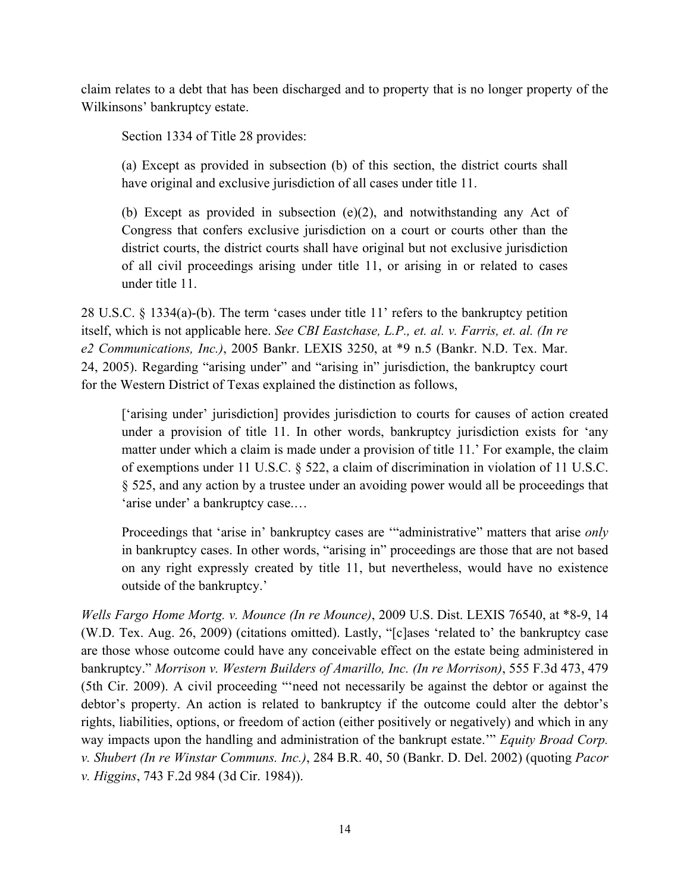claim relates to a debt that has been discharged and to property that is no longer property of the Wilkinsons' bankruptcy estate.

Section 1334 of Title 28 provides:

> (a) Except as provided in subsection (b) of this section, the district courts shall have original and exclusive jurisdiction of all cases under title 11.
>
> (b) Except as provided in subsection (e)(2), and notwithstanding any Act of Congress that confers exclusive jurisdiction on a court or courts other than the district courts, the district courts shall have original but not exclusive jurisdiction of all civil proceedings arising under title 11, or arising in or related to cases under title 11.

28 U.S.C. § 1334(a)-(b). The term 'cases under title 11' refers to the bankruptcy petition itself, which is not applicable here. *See CBI Eastchase, L.P., et. al. v. Farris, et. al. (In re e2 Communications, Inc.)*, 2005 Bankr. LEXIS 3250, at *9 n.5 (Bankr. N.D. Tex. Mar. 24, 2005). Regarding "arising under" and "arising in" jurisdiction, the bankruptcy court for the Western District of Texas explained the distinction as follows,

> ['arising under' jurisdiction] provides jurisdiction to courts for causes of action created under a provision of title 11. In other words, bankruptcy jurisdiction exists for 'any matter under which a claim is made under a provision of title 11.' For example, the claim of exemptions under 11 U.S.C. § 522, a claim of discrimination in violation of 11 U.S.C. § 525, and any action by a trustee under an avoiding power would all be proceedings that 'arise under' a bankruptcy case.…
>
> Proceedings that 'arise in' bankruptcy cases are '"administrative" matters that arise *only* in bankruptcy cases. In other words, "arising in" proceedings are those that are not based on any right expressly created by title 11, but nevertheless, would have no existence outside of the bankruptcy.'

*Wells Fargo Home Mortg. v. Mounce (In re Mounce)*, 2009 U.S. Dist. LEXIS 76540, at *8-9, 14 (W.D. Tex. Aug. 26, 2009) (citations omitted). Lastly, "[c]ases 'related to' the bankruptcy case are those whose outcome could have any conceivable effect on the estate being administered in bankruptcy." *Morrison v. Western Builders of Amarillo, Inc. (In re Morrison)*, 555 F.3d 473, 479 (5th Cir. 2009). A civil proceeding "'need not necessarily be against the debtor or against the debtor's property. An action is related to bankruptcy if the outcome could alter the debtor's rights, liabilities, options, or freedom of action (either positively or negatively) and which in any way impacts upon the handling and administration of the bankrupt estate.'" *Equity Broad Corp. v. Shubert (In re Winstar Communs. Inc.)*, 284 B.R. 40, 50 (Bankr. D. Del. 2002) (quoting *Pacor v. Higgins*, 743 F.2d 984 (3d Cir. 1984)).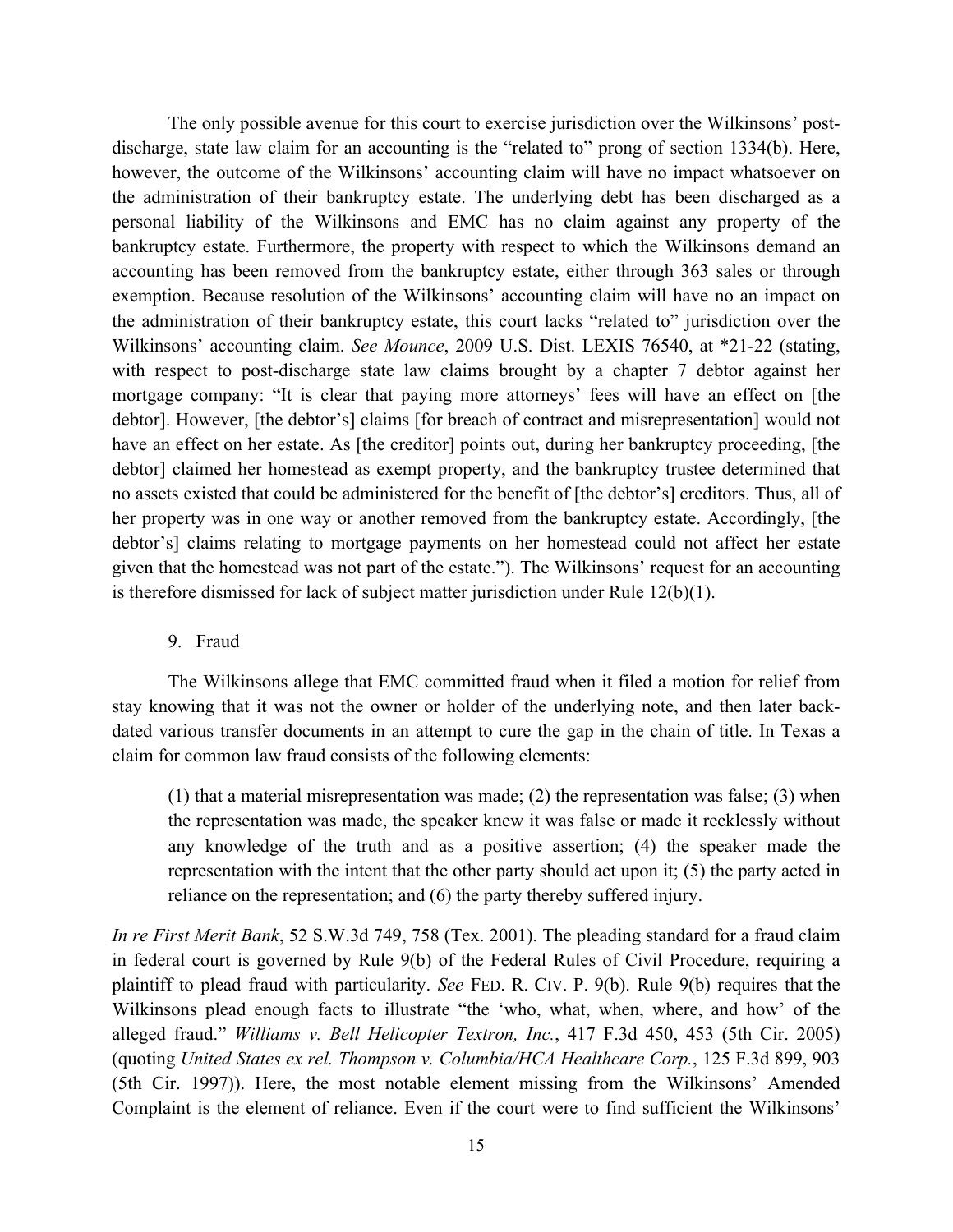The only possible avenue for this court to exercise jurisdiction over the Wilkinsons' post-discharge, state law claim for an accounting is the "related to" prong of section 1334(b). Here, however, the outcome of the Wilkinsons' accounting claim will have no impact whatsoever on the administration of their bankruptcy estate. The underlying debt has been discharged as a personal liability of the Wilkinsons and EMC has no claim against any property of the bankruptcy estate. Furthermore, the property with respect to which the Wilkinsons demand an accounting has been removed from the bankruptcy estate, either through 363 sales or through exemption. Because resolution of the Wilkinsons' accounting claim will have no an impact on the administration of their bankruptcy estate, this court lacks "related to" jurisdiction over the Wilkinsons' accounting claim. *See Mounce*, 2009 U.S. Dist. LEXIS 76540, at *21-22 (stating, with respect to post-discharge state law claims brought by a chapter 7 debtor against her mortgage company: "It is clear that paying more attorneys' fees will have an effect on [the debtor]. However, [the debtor's] claims [for breach of contract and misrepresentation] would not have an effect on her estate. As [the creditor] points out, during her bankruptcy proceeding, [the debtor] claimed her homestead as exempt property, and the bankruptcy trustee determined that no assets existed that could be administered for the benefit of [the debtor's] creditors. Thus, all of her property was in one way or another removed from the bankruptcy estate. Accordingly, [the debtor's] claims relating to mortgage payments on her homestead could not affect her estate given that the homestead was not part of the estate."). The Wilkinsons' request for an accounting is therefore dismissed for lack of subject matter jurisdiction under Rule 12(b)(1).

9. Fraud

The Wilkinsons allege that EMC committed fraud when it filed a motion for relief from stay knowing that it was not the owner or holder of the underlying note, and then later back-dated various transfer documents in an attempt to cure the gap in the chain of title. In Texas a claim for common law fraud consists of the following elements:

> (1) that a material misrepresentation was made; (2) the representation was false; (3) when the representation was made, the speaker knew it was false or made it recklessly without any knowledge of the truth and as a positive assertion; (4) the speaker made the representation with the intent that the other party should act upon it; (5) the party acted in reliance on the representation; and (6) the party thereby suffered injury.

*In re First Merit Bank*, 52 S.W.3d 749, 758 (Tex. 2001). The pleading standard for a fraud claim in federal court is governed by Rule 9(b) of the Federal Rules of Civil Procedure, requiring a plaintiff to plead fraud with particularity. *See* FED. R. CIV. P. 9(b). Rule 9(b) requires that the Wilkinsons plead enough facts to illustrate "the 'who, what, when, where, and how' of the alleged fraud." *Williams v. Bell Helicopter Textron, Inc.*, 417 F.3d 450, 453 (5th Cir. 2005) (quoting *United States ex rel. Thompson v. Columbia/HCA Healthcare Corp.*, 125 F.3d 899, 903 (5th Cir. 1997)). Here, the most notable element missing from the Wilkinsons' Amended Complaint is the element of reliance. Even if the court were to find sufficient the Wilkinsons'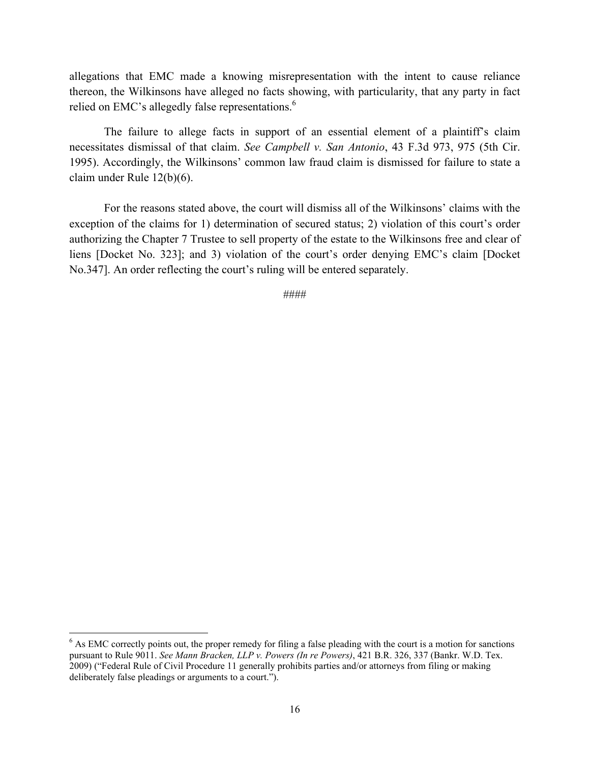allegations that EMC made a knowing misrepresentation with the intent to cause reliance thereon, the Wilkinsons have alleged no facts showing, with particularity, that any party in fact relied on EMC's allegedly false representations.[6]

The failure to allege facts in support of an essential element of a plaintiff's claim necessitates dismissal of that claim. *See Campbell v. San Antonio*, 43 F.3d 973, 975 (5th Cir. 1995). Accordingly, the Wilkinsons' common law fraud claim is dismissed for failure to state a claim under Rule 12(b)(6).

For the reasons stated above, the court will dismiss all of the Wilkinsons' claims with the exception of the claims for 1) determination of secured status; 2) violation of this court's order authorizing the Chapter 7 Trustee to sell property of the estate to the Wilkinsons free and clear of liens [Docket No. 323]; and 3) violation of the court's order denying EMC's claim [Docket No.347]. An order reflecting the court's ruling will be entered separately.

####

[6] As EMC correctly points out, the proper remedy for filing a false pleading with the court is a motion for sanctions pursuant to Rule 9011. *See Mann Bracken, LLP v. Powers (In re Powers)*, 421 B.R. 326, 337 (Bankr. W.D. Tex. 2009) ("Federal Rule of Civil Procedure 11 generally prohibits parties and/or attorneys from filing or making deliberately false pleadings or arguments to a court.").